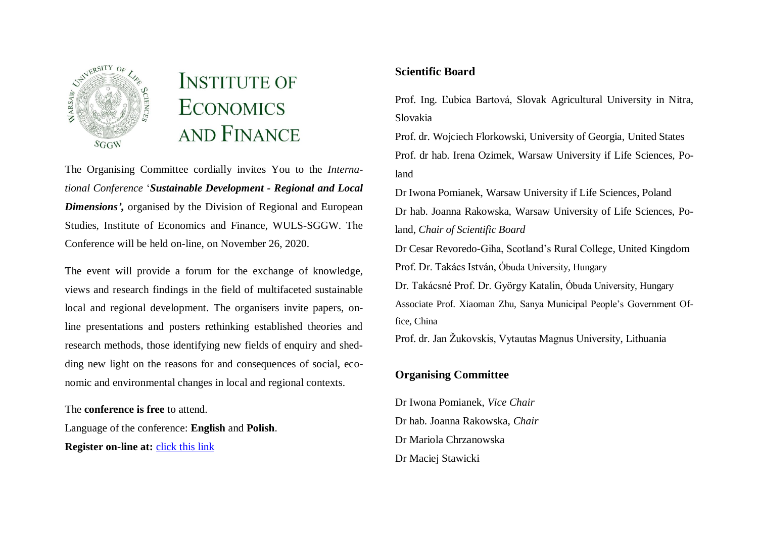# INSTITUTE OF ECONOMICS AND FINANCE

The Organising Committee cordially invites You to the *International Conference* '***Sustainable Development - Regional and Local Dimensions'*****,** organised by the Division of Regional and European Studies, Institute of Economics and Finance, WULS-SGGW. The Conference will be held on-line, on November 26, 2020.

The event will provide a forum for the exchange of knowledge, views and research findings in the field of multifaceted sustainable local and regional development. The organisers invite papers, on-line presentations and posters rethinking established theories and research methods, those identifying new fields of enquiry and shedding new light on the reasons for and consequences of social, economic and environmental changes in local and regional contexts.

The **conference is free** to attend.

Language of the conference: **English** and **Polish**.

**Register on-line at:** click this link

## Scientific Board

Prof. Ing. Ľubica Bartová, Slovak Agricultural University in Nitra, Slovakia

Prof. dr. Wojciech Florkowski, University of Georgia, United States

Prof. dr hab. Irena Ozimek, Warsaw University if Life Sciences, Poland

Dr Iwona Pomianek, Warsaw University if Life Sciences, Poland

Dr hab. Joanna Rakowska, Warsaw University of Life Sciences, Poland, *Chair of Scientific Board*

Dr Cesar Revoredo-Giha, Scotland's Rural College, United Kingdom

Prof. Dr. Takács István, Óbuda University, Hungary

Dr. Takácsné Prof. Dr. György Katalin, Óbuda University, Hungary

Associate Prof. Xiaoman Zhu, Sanya Municipal People's Government Office, China

Prof. dr. Jan Žukovskis, Vytautas Magnus University, Lithuania

## Organising Committee

Dr Iwona Pomianek, *Vice Chair*

Dr hab. Joanna Rakowska, *Chair*

Dr Mariola Chrzanowska

Dr Maciej Stawicki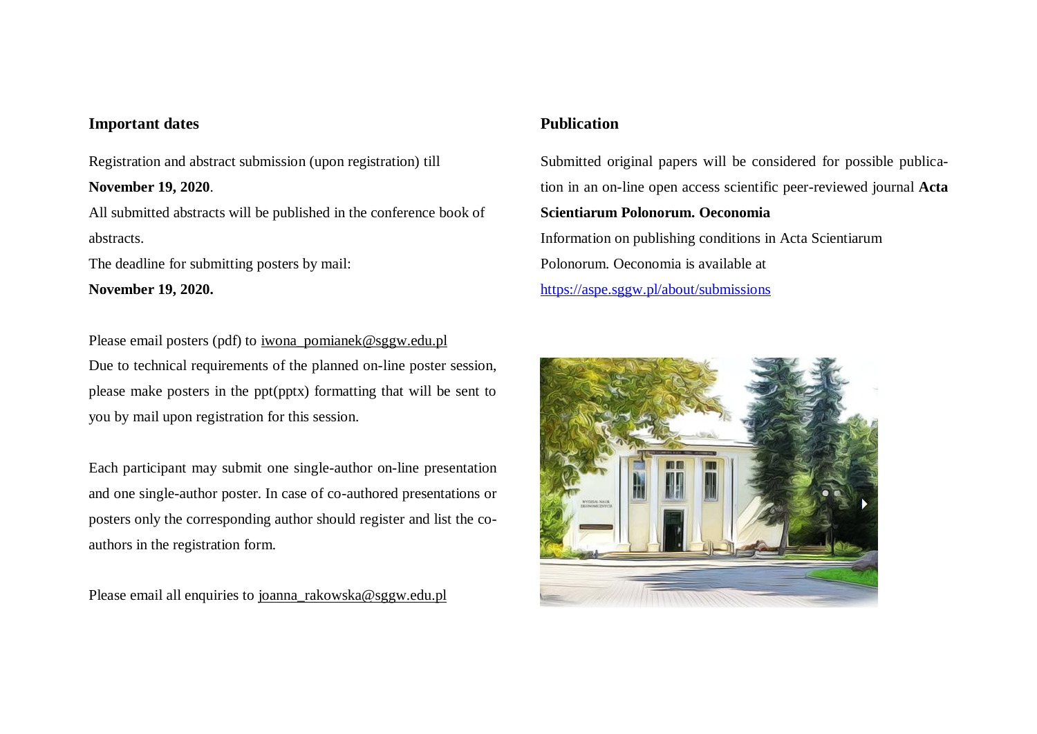## Important dates

Registration and abstract submission (upon registration) till **November 19, 2020**.

All submitted abstracts will be published in the conference book of abstracts.

The deadline for submitting posters by mail: **November 19, 2020.**

Please email posters (pdf) to iwona_pomianek@sggw.edu.pl

Due to technical requirements of the planned on-line poster session, please make posters in the ppt(pptx) formatting that will be sent to you by mail upon registration for this session.

Each participant may submit one single-author on-line presentation and one single-author poster. In case of co-authored presentations or posters only the corresponding author should register and list the co-authors in the registration form.

Please email all enquiries to joanna_rakowska@sggw.edu.pl

## Publication

Submitted original papers will be considered for possible publication in an on-line open access scientific peer-reviewed journal **Acta Scientiarum Polonorum. Oeconomia**

Information on publishing conditions in Acta Scientiarum Polonorum. Oeconomia is available at https://aspe.sggw.pl/about/submissions